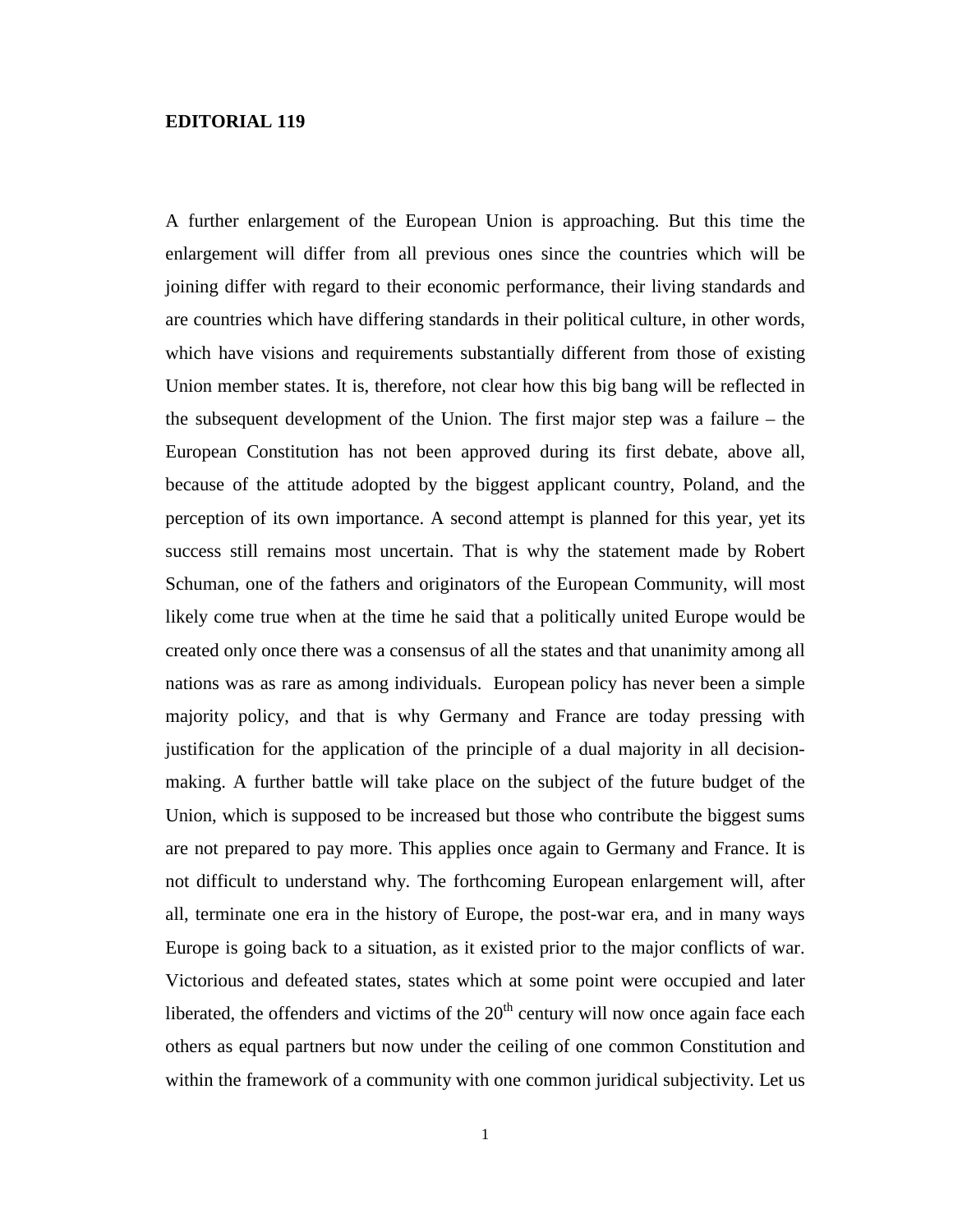**EDITORIAL 119**

A further enlargement of the European Union is approaching. But this time the enlargement will differ from all previous ones since the countries which will be joining differ with regard to their economic performance, their living standards and are countries which have differing standards in their political culture, in other words, which have visions and requirements substantially different from those of existing Union member states. It is, therefore, not clear how this big bang will be reflected in the subsequent development of the Union. The first major step was a failure – the European Constitution has not been approved during its first debate, above all, because of the attitude adopted by the biggest applicant country, Poland, and the perception of its own importance. A second attempt is planned for this year, yet its success still remains most uncertain. That is why the statement made by Robert Schuman, one of the fathers and originators of the European Community, will most likely come true when at the time he said that a politically united Europe would be created only once there was a consensus of all the states and that unanimity among all nations was as rare as among individuals. European policy has never been a simple majority policy, and that is why Germany and France are today pressing with justification for the application of the principle of a dual majority in all decision-making. A further battle will take place on the subject of the future budget of the Union, which is supposed to be increased but those who contribute the biggest sums are not prepared to pay more. This applies once again to Germany and France. It is not difficult to understand why. The forthcoming European enlargement will, after all, terminate one era in the history of Europe, the post-war era, and in many ways Europe is going back to a situation, as it existed prior to the major conflicts of war. Victorious and defeated states, states which at some point were occupied and later liberated, the offenders and victims of the 20th century will now once again face each others as equal partners but now under the ceiling of one common Constitution and within the framework of a community with one common juridical subjectivity. Let us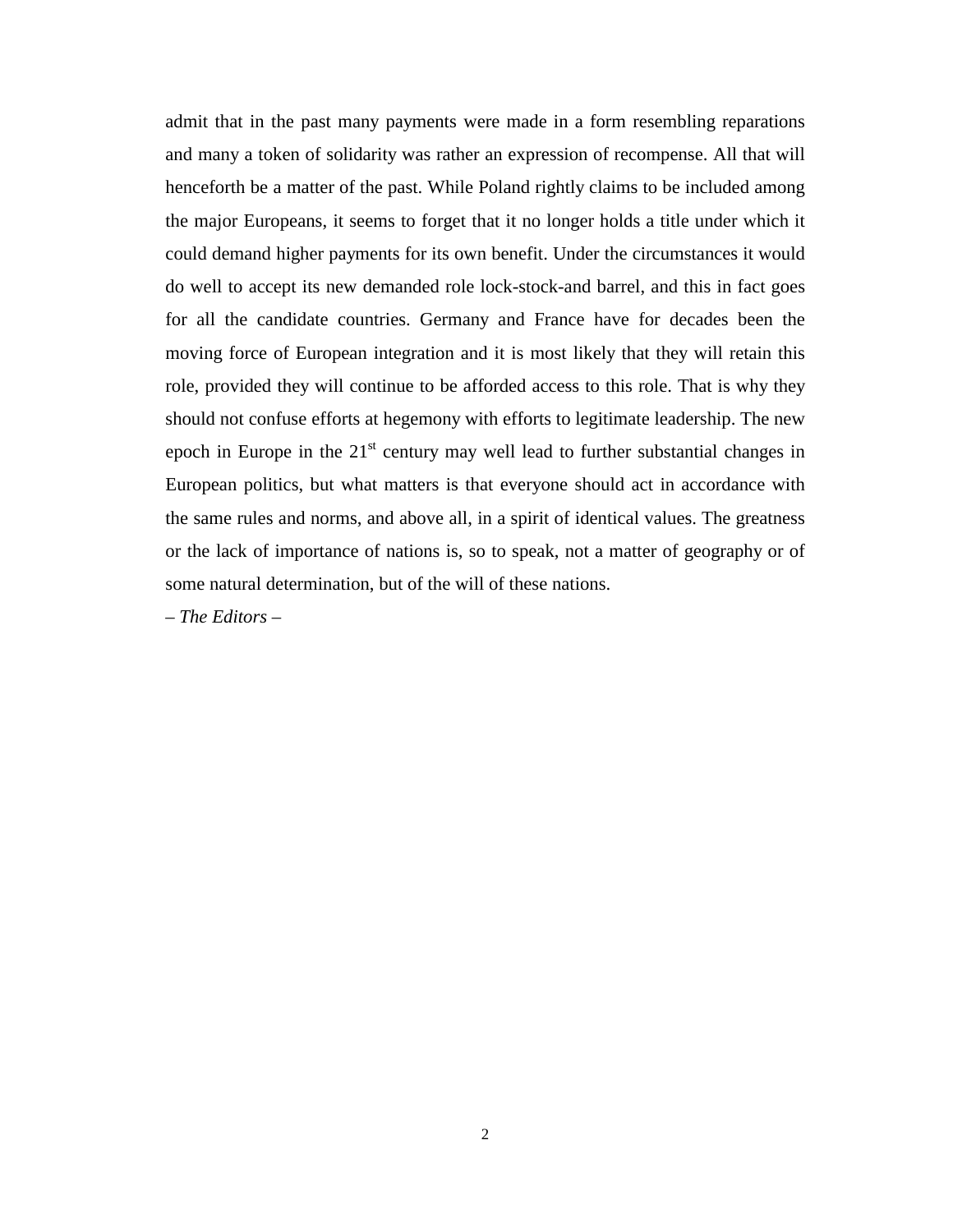admit that in the past many payments were made in a form resembling reparations and many a token of solidarity was rather an expression of recompense. All that will henceforth be a matter of the past. While Poland rightly claims to be included among the major Europeans, it seems to forget that it no longer holds a title under which it could demand higher payments for its own benefit. Under the circumstances it would do well to accept its new demanded role lock-stock-and barrel, and this in fact goes for all the candidate countries. Germany and France have for decades been the moving force of European integration and it is most likely that they will retain this role, provided they will continue to be afforded access to this role. That is why they should not confuse efforts at hegemony with efforts to legitimate leadership. The new epoch in Europe in the 21st century may well lead to further substantial changes in European politics, but what matters is that everyone should act in accordance with the same rules and norms, and above all, in a spirit of identical values. The greatness or the lack of importance of nations is, so to speak, not a matter of geography or of some natural determination, but of the will of these nations.

– *The Editors* –